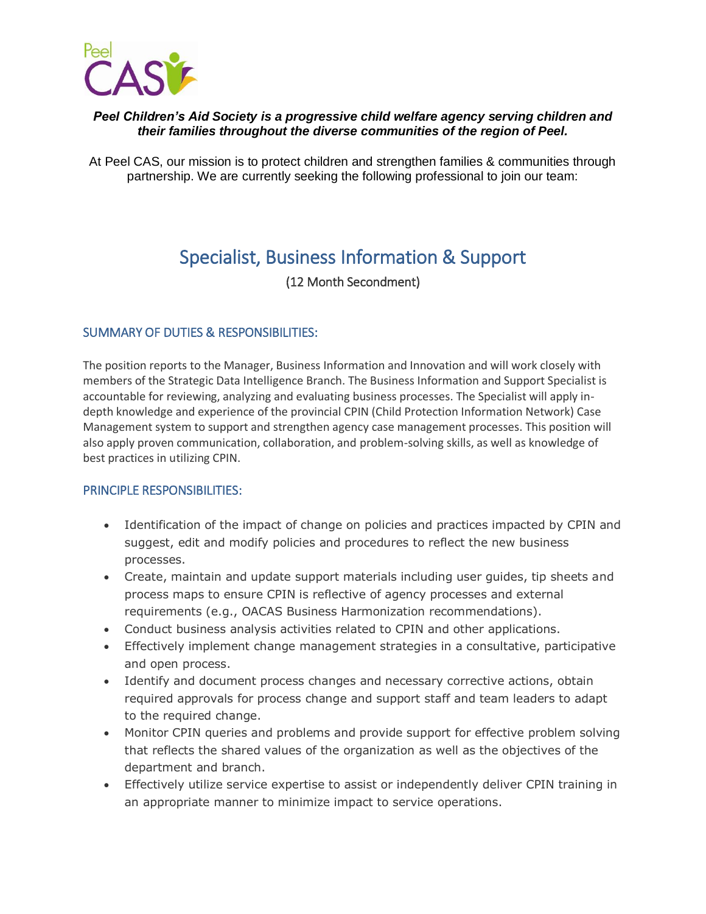***Peel Children's Aid Society is a progressive child welfare agency serving children and their families throughout the diverse communities of the region of Peel.***

At Peel CAS, our mission is to protect children and strengthen families & communities through partnership. We are currently seeking the following professional to join our team:

# Specialist, Business Information & Support

(12 Month Secondment)

## SUMMARY OF DUTIES & RESPONSIBILITIES:

The position reports to the Manager, Business Information and Innovation and will work closely with members of the Strategic Data Intelligence Branch. The Business Information and Support Specialist is accountable for reviewing, analyzing and evaluating business processes. The Specialist will apply in-depth knowledge and experience of the provincial CPIN (Child Protection Information Network) Case Management system to support and strengthen agency case management processes. This position will also apply proven communication, collaboration, and problem-solving skills, as well as knowledge of best practices in utilizing CPIN.

## PRINCIPLE RESPONSIBILITIES:

- Identification of the impact of change on policies and practices impacted by CPIN and suggest, edit and modify policies and procedures to reflect the new business processes.
- Create, maintain and update support materials including user guides, tip sheets and process maps to ensure CPIN is reflective of agency processes and external requirements (e.g., OACAS Business Harmonization recommendations).
- Conduct business analysis activities related to CPIN and other applications.
- Effectively implement change management strategies in a consultative, participative and open process.
- Identify and document process changes and necessary corrective actions, obtain required approvals for process change and support staff and team leaders to adapt to the required change.
- Monitor CPIN queries and problems and provide support for effective problem solving that reflects the shared values of the organization as well as the objectives of the department and branch.
- Effectively utilize service expertise to assist or independently deliver CPIN training in an appropriate manner to minimize impact to service operations.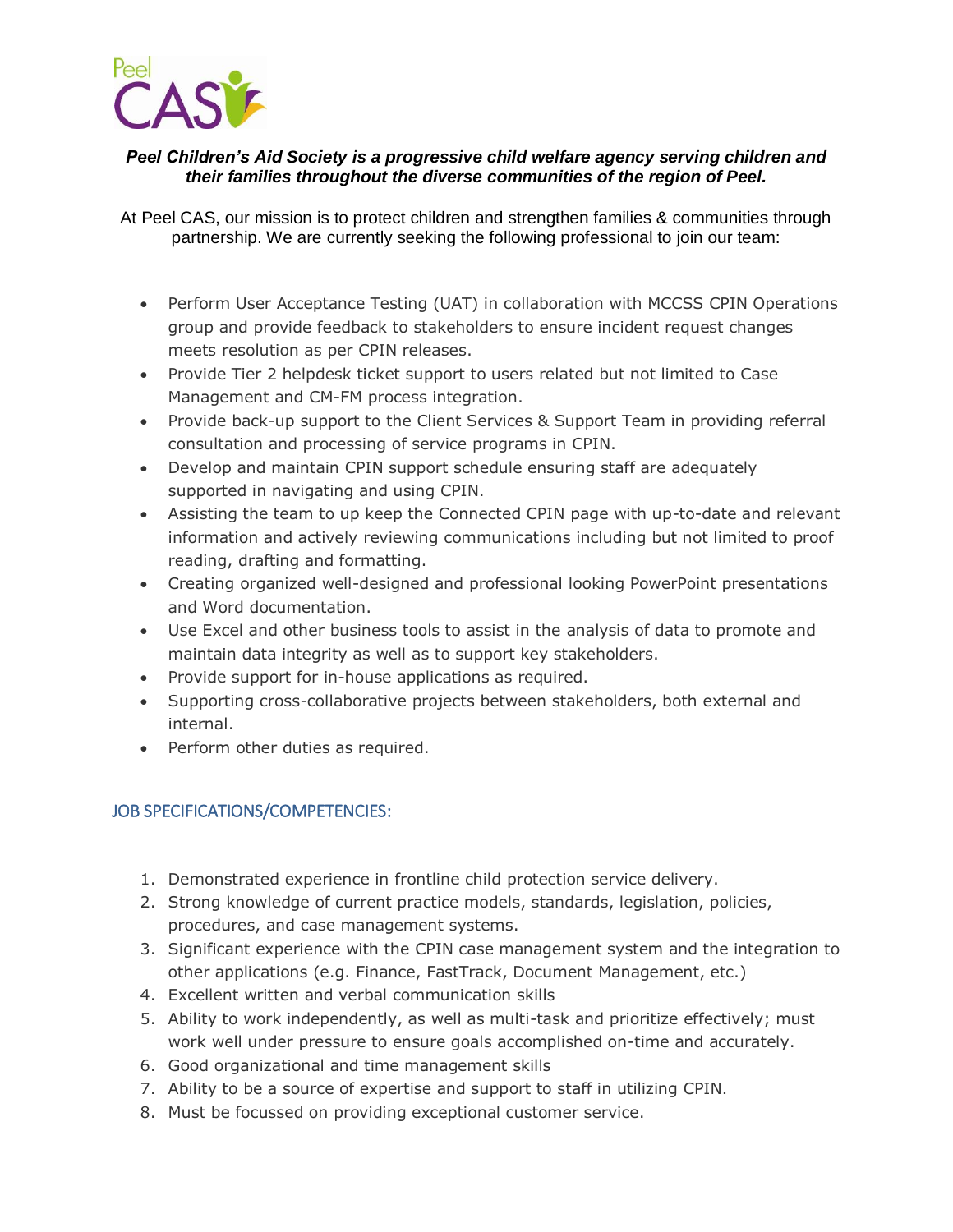***Peel Children's Aid Society is a progressive child welfare agency serving children and their families throughout the diverse communities of the region of Peel.***

At Peel CAS, our mission is to protect children and strengthen families & communities through partnership. We are currently seeking the following professional to join our team:

- Perform User Acceptance Testing (UAT) in collaboration with MCCSS CPIN Operations group and provide feedback to stakeholders to ensure incident request changes meets resolution as per CPIN releases.
- Provide Tier 2 helpdesk ticket support to users related but not limited to Case Management and CM-FM process integration.
- Provide back-up support to the Client Services & Support Team in providing referral consultation and processing of service programs in CPIN.
- Develop and maintain CPIN support schedule ensuring staff are adequately supported in navigating and using CPIN.
- Assisting the team to up keep the Connected CPIN page with up-to-date and relevant information and actively reviewing communications including but not limited to proof reading, drafting and formatting.
- Creating organized well-designed and professional looking PowerPoint presentations and Word documentation.
- Use Excel and other business tools to assist in the analysis of data to promote and maintain data integrity as well as to support key stakeholders.
- Provide support for in-house applications as required.
- Supporting cross-collaborative projects between stakeholders, both external and internal.
- Perform other duties as required.

## JOB SPECIFICATIONS/COMPETENCIES:

1. Demonstrated experience in frontline child protection service delivery.
2. Strong knowledge of current practice models, standards, legislation, policies, procedures, and case management systems.
3. Significant experience with the CPIN case management system and the integration to other applications (e.g. Finance, FastTrack, Document Management, etc.)
4. Excellent written and verbal communication skills
5. Ability to work independently, as well as multi-task and prioritize effectively; must work well under pressure to ensure goals accomplished on-time and accurately.
6. Good organizational and time management skills
7. Ability to be a source of expertise and support to staff in utilizing CPIN.
8. Must be focussed on providing exceptional customer service.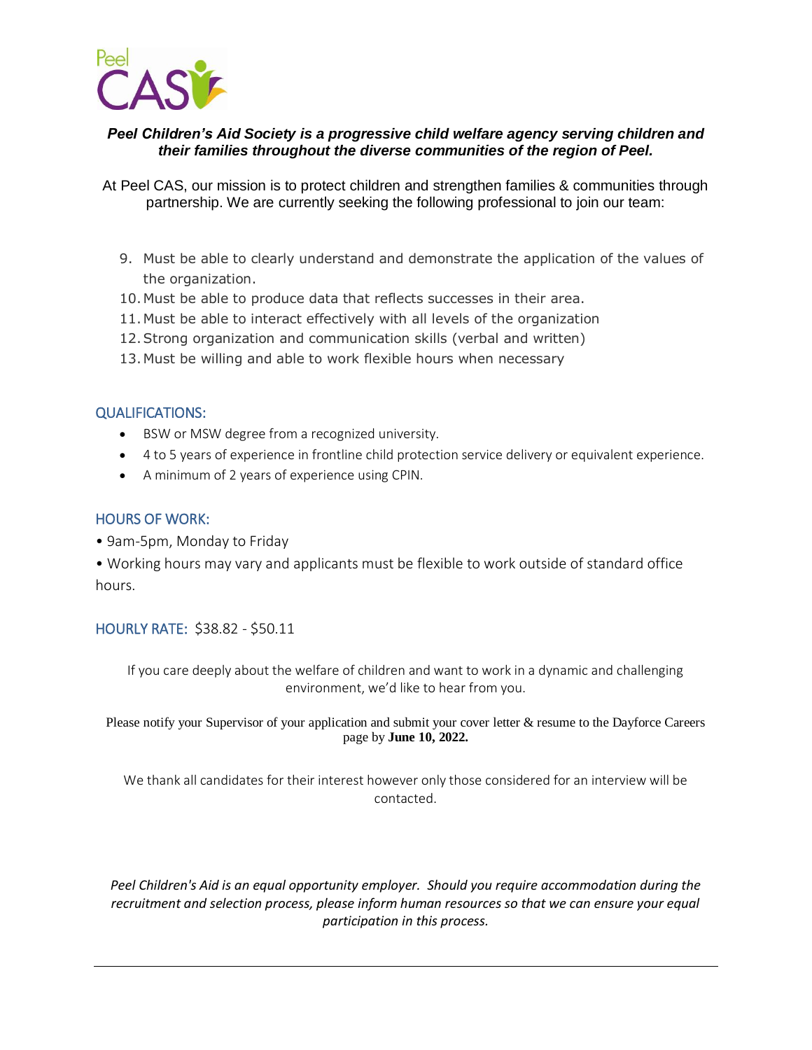Peel CAS

***Peel Children's Aid Society is a progressive child welfare agency serving children and their families throughout the diverse communities of the region of Peel.***

At Peel CAS, our mission is to protect children and strengthen families & communities through partnership. We are currently seeking the following professional to join our team:

9. Must be able to clearly understand and demonstrate the application of the values of the organization.
10. Must be able to produce data that reflects successes in their area.
11. Must be able to interact effectively with all levels of the organization
12. Strong organization and communication skills (verbal and written)
13. Must be willing and able to work flexible hours when necessary

## QUALIFICATIONS:

- BSW or MSW degree from a recognized university.
- 4 to 5 years of experience in frontline child protection service delivery or equivalent experience.
- A minimum of 2 years of experience using CPIN.

## HOURS OF WORK:

• 9am-5pm, Monday to Friday

• Working hours may vary and applicants must be flexible to work outside of standard office hours.

## HOURLY RATE: $38.82 - $50.11

If you care deeply about the welfare of children and want to work in a dynamic and challenging environment, we'd like to hear from you.

Please notify your Supervisor of your application and submit your cover letter & resume to the Dayforce Careers page by **June 10, 2022.**

We thank all candidates for their interest however only those considered for an interview will be contacted.

*Peel Children's Aid is an equal opportunity employer. Should you require accommodation during the recruitment and selection process, please inform human resources so that we can ensure your equal participation in this process.*